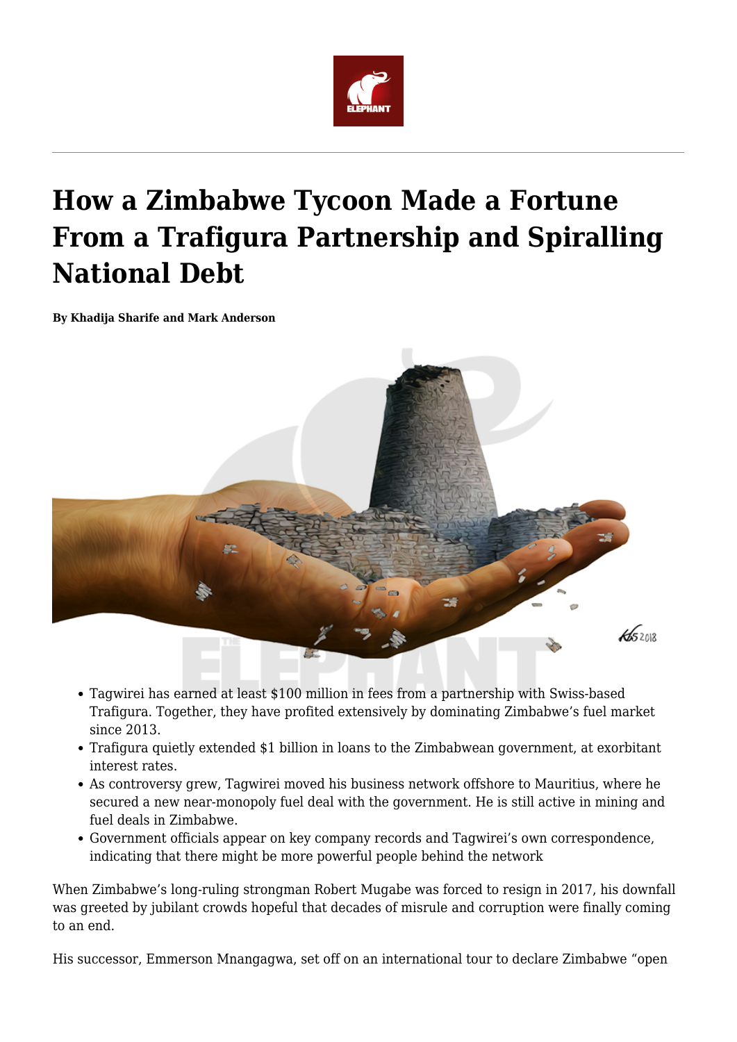# How a Zimbabwe Tycoon Made a Fortune From a Trafigura Partnership and Spiralling National Debt

**By Khadija Sharife and Mark Anderson**

- Tagwirei has earned at least $100 million in fees from a partnership with Swiss-based Trafigura. Together, they have profited extensively by dominating Zimbabwe's fuel market since 2013.
- Trafigura quietly extended $1 billion in loans to the Zimbabwean government, at exorbitant interest rates.
- As controversy grew, Tagwirei moved his business network offshore to Mauritius, where he secured a new near-monopoly fuel deal with the government. He is still active in mining and fuel deals in Zimbabwe.
- Government officials appear on key company records and Tagwirei's own correspondence, indicating that there might be more powerful people behind the network

When Zimbabwe's long-ruling strongman Robert Mugabe was forced to resign in 2017, his downfall was greeted by jubilant crowds hopeful that decades of misrule and corruption were finally coming to an end.

His successor, Emmerson Mnangagwa, set off on an international tour to declare Zimbabwe "open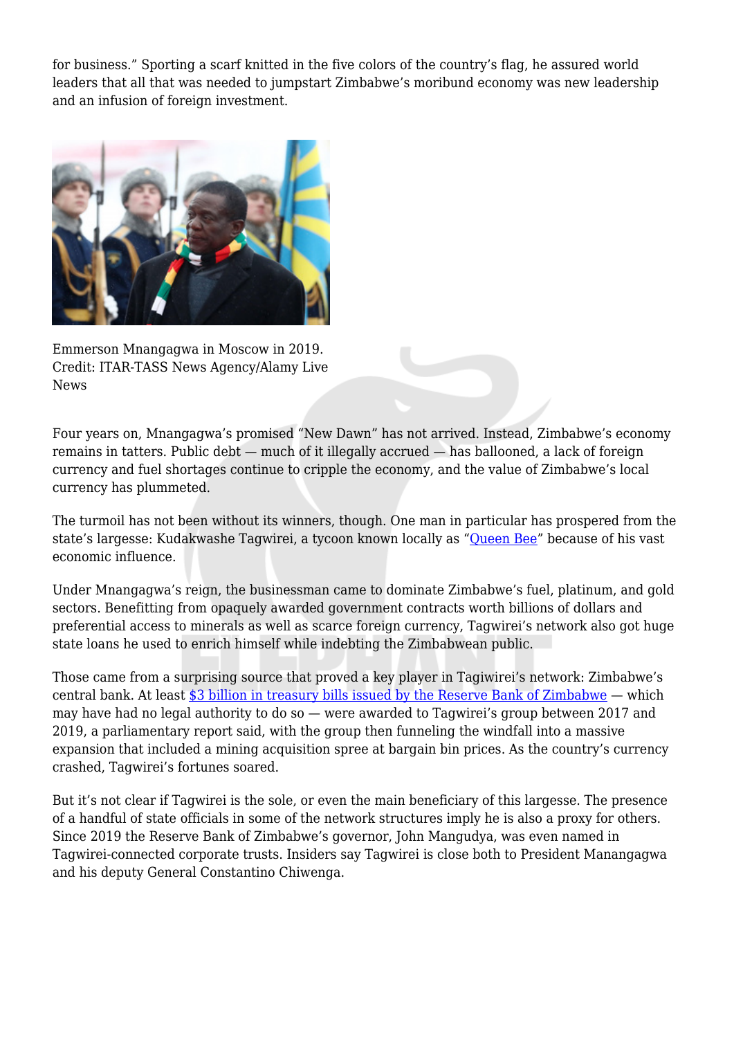for business." Sporting a scarf knitted in the five colors of the country's flag, he assured world leaders that all that was needed to jumpstart Zimbabwe's moribund economy was new leadership and an infusion of foreign investment.

Emmerson Mnangagwa in Moscow in 2019. Credit: ITAR-TASS News Agency/Alamy Live News

Four years on, Mnangagwa's promised "New Dawn" has not arrived. Instead, Zimbabwe's economy remains in tatters. Public debt — much of it illegally accrued — has ballooned, a lack of foreign currency and fuel shortages continue to cripple the economy, and the value of Zimbabwe's local currency has plummeted.

The turmoil has not been without its winners, though. One man in particular has prospered from the state's largesse: Kudakwashe Tagwirei, a tycoon known locally as "Queen Bee" because of his vast economic influence.

Under Mnangagwa's reign, the businessman came to dominate Zimbabwe's fuel, platinum, and gold sectors. Benefitting from opaquely awarded government contracts worth billions of dollars and preferential access to minerals as well as scarce foreign currency, Tagwirei's network also got huge state loans he used to enrich himself while indebting the Zimbabwean public.

Those came from a surprising source that proved a key player in Tagiwirei's network: Zimbabwe's central bank. At least $3 billion in treasury bills issued by the Reserve Bank of Zimbabwe — which may have had no legal authority to do so — were awarded to Tagwirei's group between 2017 and 2019, a parliamentary report said, with the group then funneling the windfall into a massive expansion that included a mining acquisition spree at bargain bin prices. As the country's currency crashed, Tagwirei's fortunes soared.

But it's not clear if Tagwirei is the sole, or even the main beneficiary of this largesse. The presence of a handful of state officials in some of the network structures imply he is also a proxy for others. Since 2019 the Reserve Bank of Zimbabwe's governor, John Mangudya, was even named in Tagwirei-connected corporate trusts. Insiders say Tagwirei is close both to President Manangagwa and his deputy General Constantino Chiwenga.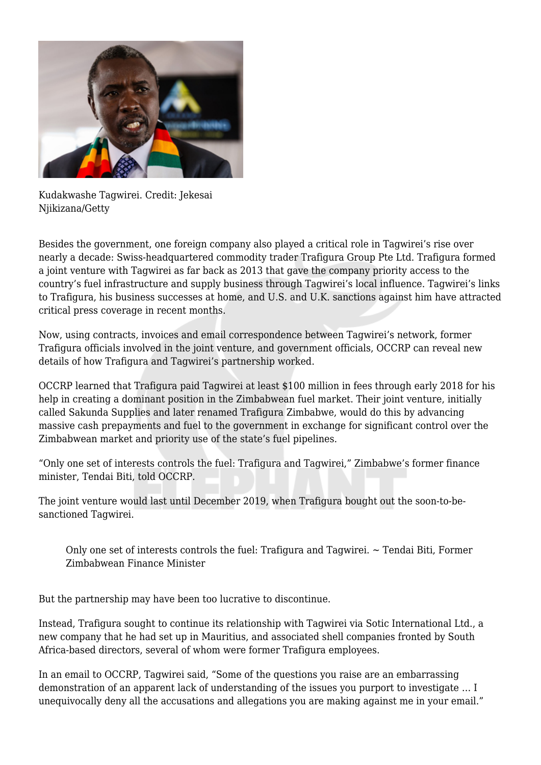Kudakwashe Tagwirei. Credit: Jekesai Njikizana/Getty

Besides the government, one foreign company also played a critical role in Tagwirei's rise over nearly a decade: Swiss-headquartered commodity trader Trafigura Group Pte Ltd. Trafigura formed a joint venture with Tagwirei as far back as 2013 that gave the company priority access to the country's fuel infrastructure and supply business through Tagwirei's local influence. Tagwirei's links to Trafigura, his business successes at home, and U.S. and U.K. sanctions against him have attracted critical press coverage in recent months.

Now, using contracts, invoices and email correspondence between Tagwirei's network, former Trafigura officials involved in the joint venture, and government officials, OCCRP can reveal new details of how Trafigura and Tagwirei's partnership worked.

OCCRP learned that Trafigura paid Tagwirei at least $100 million in fees through early 2018 for his help in creating a dominant position in the Zimbabwean fuel market. Their joint venture, initially called Sakunda Supplies and later renamed Trafigura Zimbabwe, would do this by advancing massive cash prepayments and fuel to the government in exchange for significant control over the Zimbabwean market and priority use of the state's fuel pipelines.

"Only one set of interests controls the fuel: Trafigura and Tagwirei," Zimbabwe's former finance minister, Tendai Biti, told OCCRP.

The joint venture would last until December 2019, when Trafigura bought out the soon-to-be-sanctioned Tagwirei.

> Only one set of interests controls the fuel: Trafigura and Tagwirei. ~ Tendai Biti, Former Zimbabwean Finance Minister

But the partnership may have been too lucrative to discontinue.

Instead, Trafigura sought to continue its relationship with Tagwirei via Sotic International Ltd., a new company that he had set up in Mauritius, and associated shell companies fronted by South Africa-based directors, several of whom were former Trafigura employees.

In an email to OCCRP, Tagwirei said, "Some of the questions you raise are an embarrassing demonstration of an apparent lack of understanding of the issues you purport to investigate … I unequivocally deny all the accusations and allegations you are making against me in your email."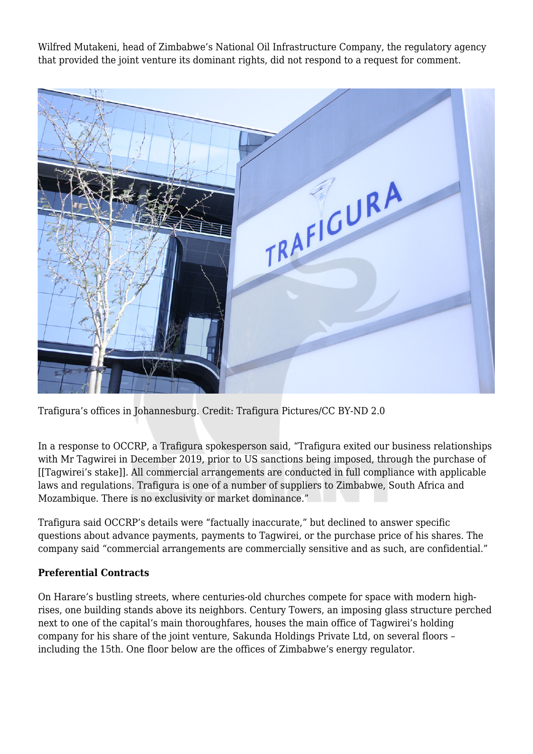Wilfred Mutakeni, head of Zimbabwe's National Oil Infrastructure Company, the regulatory agency that provided the joint venture its dominant rights, did not respond to a request for comment.

Trafigura's offices in Johannesburg. Credit: Trafigura Pictures/CC BY-ND 2.0

In a response to OCCRP, a Trafigura spokesperson said, "Trafigura exited our business relationships with Mr Tagwirei in December 2019, prior to US sanctions being imposed, through the purchase of [[Tagwirei's stake]]. All commercial arrangements are conducted in full compliance with applicable laws and regulations. Trafigura is one of a number of suppliers to Zimbabwe, South Africa and Mozambique. There is no exclusivity or market dominance."

Trafigura said OCCRP's details were "factually inaccurate," but declined to answer specific questions about advance payments, payments to Tagwirei, or the purchase price of his shares. The company said "commercial arrangements are commercially sensitive and as such, are confidential."

**Preferential Contracts**

On Harare's bustling streets, where centuries-old churches compete for space with modern high-rises, one building stands above its neighbors. Century Towers, an imposing glass structure perched next to one of the capital's main thoroughfares, houses the main office of Tagwirei's holding company for his share of the joint venture, Sakunda Holdings Private Ltd, on several floors – including the 15th. One floor below are the offices of Zimbabwe's energy regulator.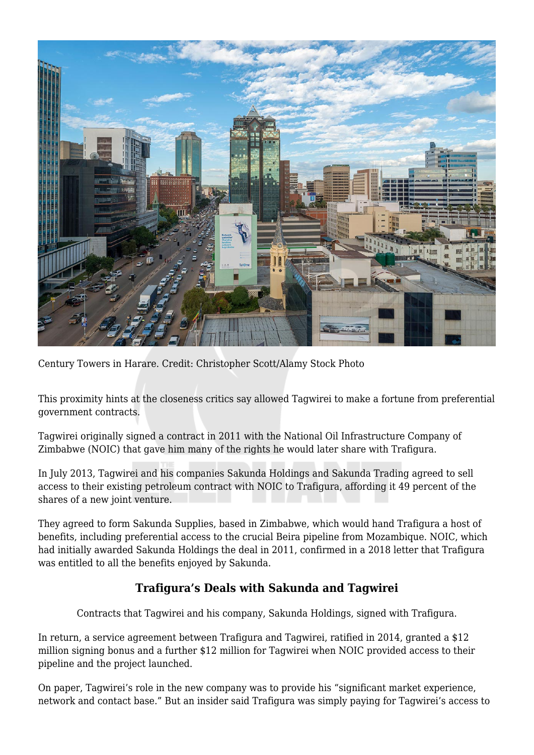Century Towers in Harare. Credit: Christopher Scott/Alamy Stock Photo

This proximity hints at the closeness critics say allowed Tagwirei to make a fortune from preferential government contracts.

Tagwirei originally signed a contract in 2011 with the National Oil Infrastructure Company of Zimbabwe (NOIC) that gave him many of the rights he would later share with Trafigura.

In July 2013, Tagwirei and his companies Sakunda Holdings and Sakunda Trading agreed to sell access to their existing petroleum contract with NOIC to Trafigura, affording it 49 percent of the shares of a new joint venture.

They agreed to form Sakunda Supplies, based in Zimbabwe, which would hand Trafigura a host of benefits, including preferential access to the crucial Beira pipeline from Mozambique. NOIC, which had initially awarded Sakunda Holdings the deal in 2011, confirmed in a 2018 letter that Trafigura was entitled to all the benefits enjoyed by Sakunda.

### Trafigura's Deals with Sakunda and Tagwirei

Contracts that Tagwirei and his company, Sakunda Holdings, signed with Trafigura.

In return, a service agreement between Trafigura and Tagwirei, ratified in 2014, granted a $12 million signing bonus and a further $12 million for Tagwirei when NOIC provided access to their pipeline and the project launched.

On paper, Tagwirei's role in the new company was to provide his "significant market experience, network and contact base." But an insider said Trafigura was simply paying for Tagwirei's access to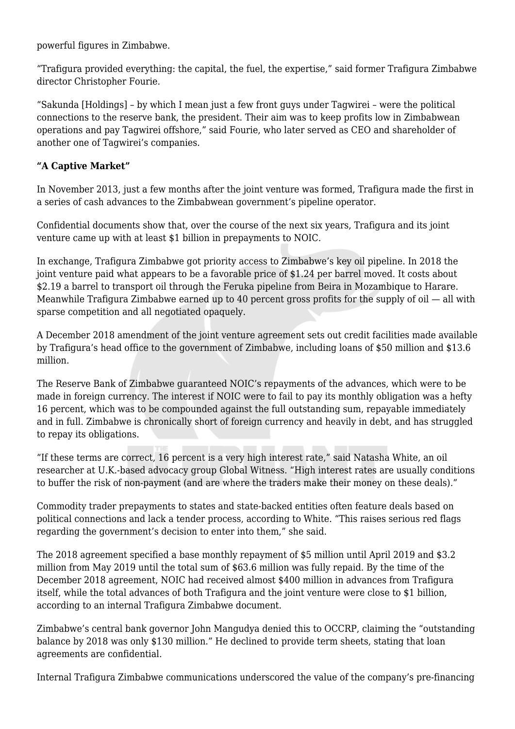powerful figures in Zimbabwe.

"Trafigura provided everything: the capital, the fuel, the expertise," said former Trafigura Zimbabwe director Christopher Fourie.

"Sakunda [Holdings] – by which I mean just a few front guys under Tagwirei – were the political connections to the reserve bank, the president. Their aim was to keep profits low in Zimbabwean operations and pay Tagwirei offshore," said Fourie, who later served as CEO and shareholder of another one of Tagwirei's companies.

**"A Captive Market"**

In November 2013, just a few months after the joint venture was formed, Trafigura made the first in a series of cash advances to the Zimbabwean government's pipeline operator.

Confidential documents show that, over the course of the next six years, Trafigura and its joint venture came up with at least $1 billion in prepayments to NOIC.

In exchange, Trafigura Zimbabwe got priority access to Zimbabwe's key oil pipeline. In 2018 the joint venture paid what appears to be a favorable price of $1.24 per barrel moved. It costs about $2.19 a barrel to transport oil through the Feruka pipeline from Beira in Mozambique to Harare. Meanwhile Trafigura Zimbabwe earned up to 40 percent gross profits for the supply of oil — all with sparse competition and all negotiated opaquely.

A December 2018 amendment of the joint venture agreement sets out credit facilities made available by Trafigura's head office to the government of Zimbabwe, including loans of $50 million and $13.6 million.

The Reserve Bank of Zimbabwe guaranteed NOIC's repayments of the advances, which were to be made in foreign currency. The interest if NOIC were to fail to pay its monthly obligation was a hefty 16 percent, which was to be compounded against the full outstanding sum, repayable immediately and in full. Zimbabwe is chronically short of foreign currency and heavily in debt, and has struggled to repay its obligations.

"If these terms are correct, 16 percent is a very high interest rate," said Natasha White, an oil researcher at U.K.-based advocacy group Global Witness. "High interest rates are usually conditions to buffer the risk of non-payment (and are where the traders make their money on these deals)."

Commodity trader prepayments to states and state-backed entities often feature deals based on political connections and lack a tender process, according to White. "This raises serious red flags regarding the government's decision to enter into them," she said.

The 2018 agreement specified a base monthly repayment of $5 million until April 2019 and $3.2 million from May 2019 until the total sum of $63.6 million was fully repaid. By the time of the December 2018 agreement, NOIC had received almost $400 million in advances from Trafigura itself, while the total advances of both Trafigura and the joint venture were close to $1 billion, according to an internal Trafigura Zimbabwe document.

Zimbabwe's central bank governor John Mangudya denied this to OCCRP, claiming the "outstanding balance by 2018 was only $130 million." He declined to provide term sheets, stating that loan agreements are confidential.

Internal Trafigura Zimbabwe communications underscored the value of the company's pre-financing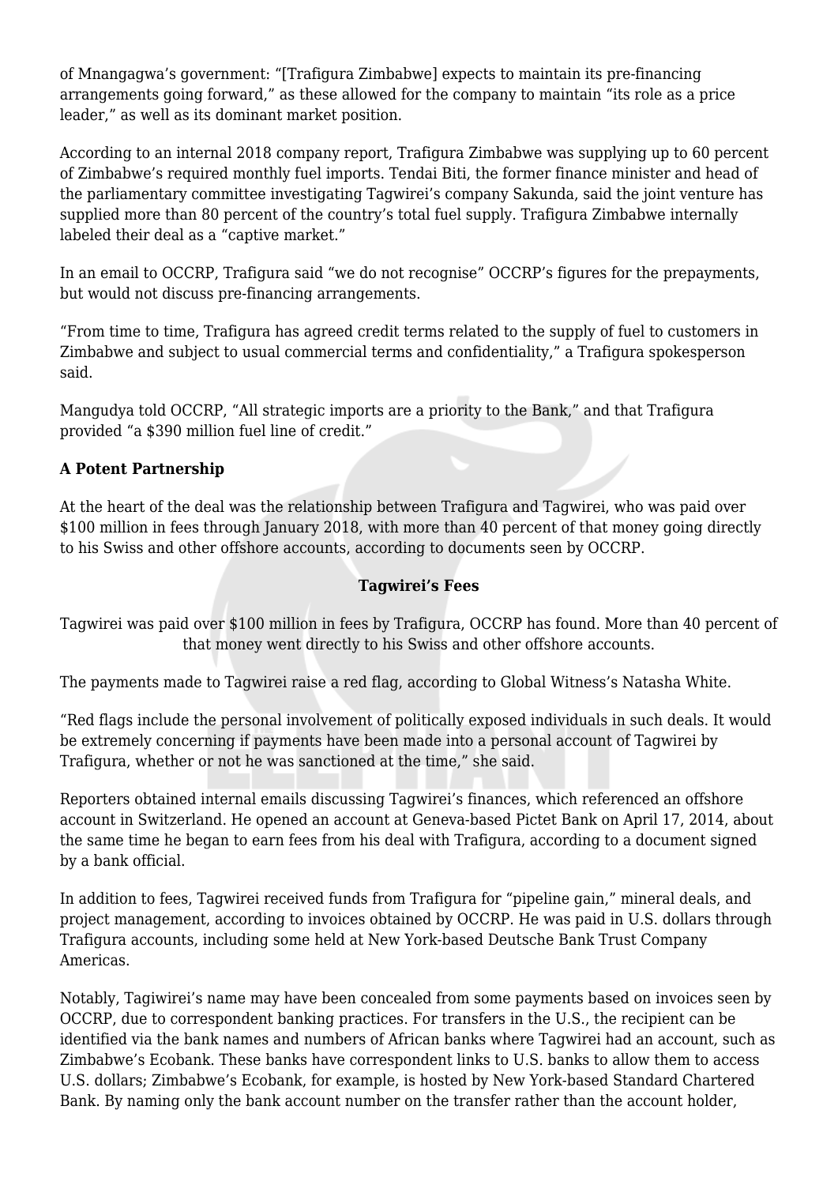of Mnangagwa's government: "[Trafigura Zimbabwe] expects to maintain its pre-financing arrangements going forward," as these allowed for the company to maintain "its role as a price leader," as well as its dominant market position.

According to an internal 2018 company report, Trafigura Zimbabwe was supplying up to 60 percent of Zimbabwe's required monthly fuel imports. Tendai Biti, the former finance minister and head of the parliamentary committee investigating Tagwirei's company Sakunda, said the joint venture has supplied more than 80 percent of the country's total fuel supply. Trafigura Zimbabwe internally labeled their deal as a "captive market."

In an email to OCCRP, Trafigura said "we do not recognise" OCCRP's figures for the prepayments, but would not discuss pre-financing arrangements.

"From time to time, Trafigura has agreed credit terms related to the supply of fuel to customers in Zimbabwe and subject to usual commercial terms and confidentiality," a Trafigura spokesperson said.

Mangudya told OCCRP, "All strategic imports are a priority to the Bank," and that Trafigura provided "a $390 million fuel line of credit."

**A Potent Partnership**

At the heart of the deal was the relationship between Trafigura and Tagwirei, who was paid over $100 million in fees through January 2018, with more than 40 percent of that money going directly to his Swiss and other offshore accounts, according to documents seen by OCCRP.

**Tagwirei's Fees**

Tagwirei was paid over $100 million in fees by Trafigura, OCCRP has found. More than 40 percent of that money went directly to his Swiss and other offshore accounts.

The payments made to Tagwirei raise a red flag, according to Global Witness's Natasha White.

"Red flags include the personal involvement of politically exposed individuals in such deals. It would be extremely concerning if payments have been made into a personal account of Tagwirei by Trafigura, whether or not he was sanctioned at the time," she said.

Reporters obtained internal emails discussing Tagwirei's finances, which referenced an offshore account in Switzerland. He opened an account at Geneva-based Pictet Bank on April 17, 2014, about the same time he began to earn fees from his deal with Trafigura, according to a document signed by a bank official.

In addition to fees, Tagwirei received funds from Trafigura for "pipeline gain," mineral deals, and project management, according to invoices obtained by OCCRP. He was paid in U.S. dollars through Trafigura accounts, including some held at New York-based Deutsche Bank Trust Company Americas.

Notably, Tagiwirei's name may have been concealed from some payments based on invoices seen by OCCRP, due to correspondent banking practices. For transfers in the U.S., the recipient can be identified via the bank names and numbers of African banks where Tagwirei had an account, such as Zimbabwe's Ecobank. These banks have correspondent links to U.S. banks to allow them to access U.S. dollars; Zimbabwe's Ecobank, for example, is hosted by New York-based Standard Chartered Bank. By naming only the bank account number on the transfer rather than the account holder,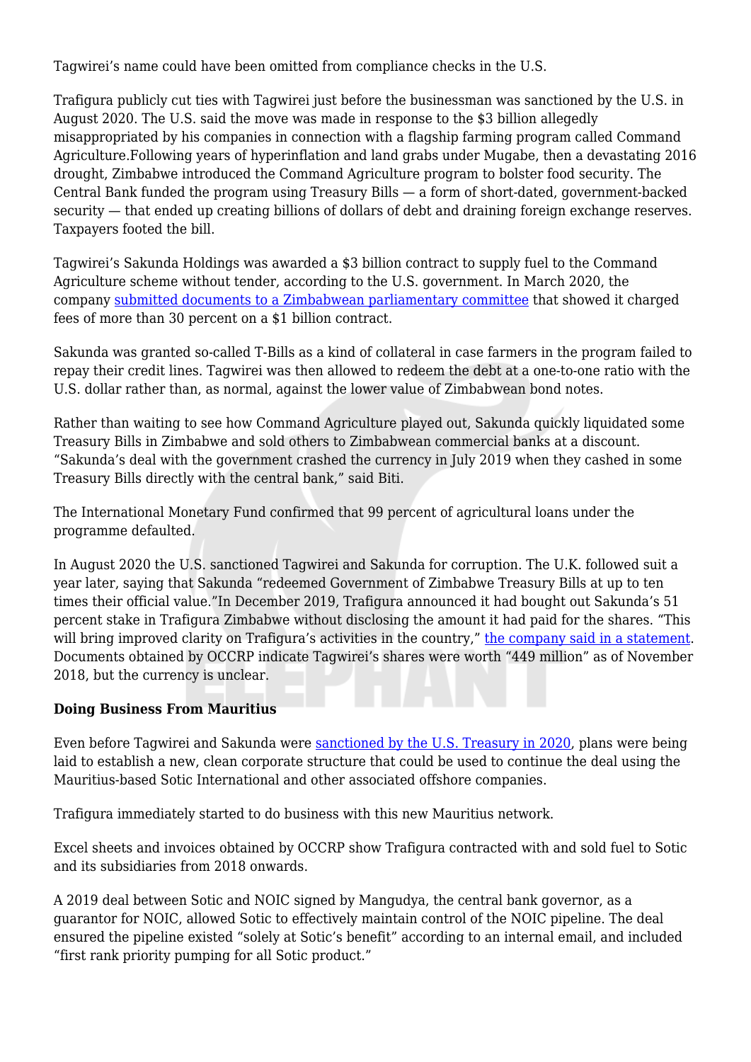Tagwirei's name could have been omitted from compliance checks in the U.S.

Trafigura publicly cut ties with Tagwirei just before the businessman was sanctioned by the U.S. in August 2020. The U.S. said the move was made in response to the $3 billion allegedly misappropriated by his companies in connection with a flagship farming program called Command Agriculture.Following years of hyperinflation and land grabs under Mugabe, then a devastating 2016 drought, Zimbabwe introduced the Command Agriculture program to bolster food security. The Central Bank funded the program using Treasury Bills — a form of short-dated, government-backed security — that ended up creating billions of dollars of debt and draining foreign exchange reserves. Taxpayers footed the bill.

Tagwirei's Sakunda Holdings was awarded a $3 billion contract to supply fuel to the Command Agriculture scheme without tender, according to the U.S. government. In March 2020, the company [submitted documents to a Zimbabwean parliamentary committee] that showed it charged fees of more than 30 percent on a $1 billion contract.

Sakunda was granted so-called T-Bills as a kind of collateral in case farmers in the program failed to repay their credit lines. Tagwirei was then allowed to redeem the debt at a one-to-one ratio with the U.S. dollar rather than, as normal, against the lower value of Zimbabwean bond notes.

Rather than waiting to see how Command Agriculture played out, Sakunda quickly liquidated some Treasury Bills in Zimbabwe and sold others to Zimbabwean commercial banks at a discount. "Sakunda's deal with the government crashed the currency in July 2019 when they cashed in some Treasury Bills directly with the central bank," said Biti.

The International Monetary Fund confirmed that 99 percent of agricultural loans under the programme defaulted.

In August 2020 the U.S. sanctioned Tagwirei and Sakunda for corruption. The U.K. followed suit a year later, saying that Sakunda "redeemed Government of Zimbabwe Treasury Bills at up to ten times their official value."In December 2019, Trafigura announced it had bought out Sakunda's 51 percent stake in Trafigura Zimbabwe without disclosing the amount it had paid for the shares. "This will bring improved clarity on Trafigura's activities in the country," [the company said in a statement]. Documents obtained by OCCRP indicate Tagwirei's shares were worth "449 million" as of November 2018, but the currency is unclear.

**Doing Business From Mauritius**

Even before Tagwirei and Sakunda were [sanctioned by the U.S. Treasury in 2020], plans were being laid to establish a new, clean corporate structure that could be used to continue the deal using the Mauritius-based Sotic International and other associated offshore companies.

Trafigura immediately started to do business with this new Mauritius network.

Excel sheets and invoices obtained by OCCRP show Trafigura contracted with and sold fuel to Sotic and its subsidiaries from 2018 onwards.

A 2019 deal between Sotic and NOIC signed by Mangudya, the central bank governor, as a guarantor for NOIC, allowed Sotic to effectively maintain control of the NOIC pipeline. The deal ensured the pipeline existed "solely at Sotic's benefit" according to an internal email, and included "first rank priority pumping for all Sotic product."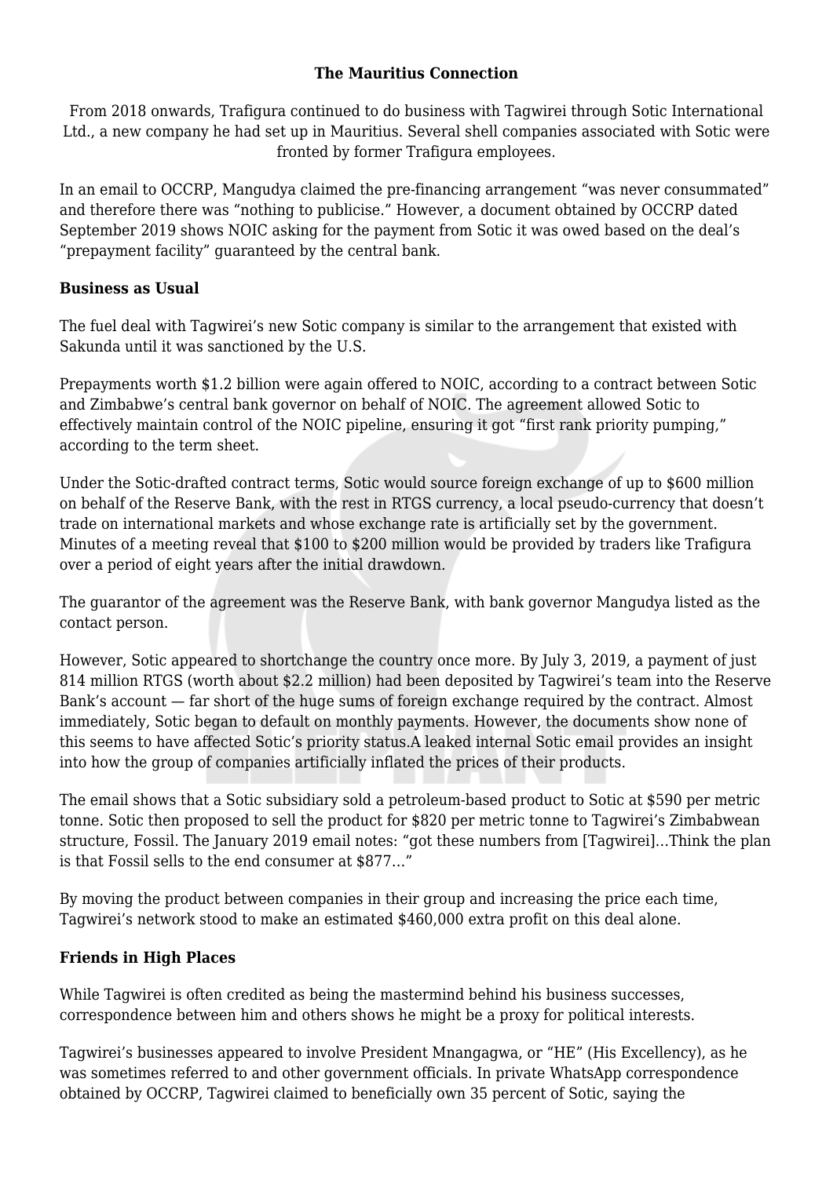**The Mauritius Connection**

From 2018 onwards, Trafigura continued to do business with Tagwirei through Sotic International Ltd., a new company he had set up in Mauritius. Several shell companies associated with Sotic were fronted by former Trafigura employees.

In an email to OCCRP, Mangudya claimed the pre-financing arrangement "was never consummated" and therefore there was "nothing to publicise." However, a document obtained by OCCRP dated September 2019 shows NOIC asking for the payment from Sotic it was owed based on the deal's "prepayment facility" guaranteed by the central bank.

### Business as Usual

The fuel deal with Tagwirei's new Sotic company is similar to the arrangement that existed with Sakunda until it was sanctioned by the U.S.

Prepayments worth $1.2 billion were again offered to NOIC, according to a contract between Sotic and Zimbabwe's central bank governor on behalf of NOIC. The agreement allowed Sotic to effectively maintain control of the NOIC pipeline, ensuring it got "first rank priority pumping," according to the term sheet.

Under the Sotic-drafted contract terms, Sotic would source foreign exchange of up to $600 million on behalf of the Reserve Bank, with the rest in RTGS currency, a local pseudo-currency that doesn't trade on international markets and whose exchange rate is artificially set by the government. Minutes of a meeting reveal that $100 to $200 million would be provided by traders like Trafigura over a period of eight years after the initial drawdown.

The guarantor of the agreement was the Reserve Bank, with bank governor Mangudya listed as the contact person.

However, Sotic appeared to shortchange the country once more. By July 3, 2019, a payment of just 814 million RTGS (worth about $2.2 million) had been deposited by Tagwirei's team into the Reserve Bank's account — far short of the huge sums of foreign exchange required by the contract. Almost immediately, Sotic began to default on monthly payments. However, the documents show none of this seems to have affected Sotic's priority status.A leaked internal Sotic email provides an insight into how the group of companies artificially inflated the prices of their products.

The email shows that a Sotic subsidiary sold a petroleum-based product to Sotic at $590 per metric tonne. Sotic then proposed to sell the product for $820 per metric tonne to Tagwirei's Zimbabwean structure, Fossil. The January 2019 email notes: "got these numbers from [Tagwirei]...Think the plan is that Fossil sells to the end consumer at $877…"

By moving the product between companies in their group and increasing the price each time, Tagwirei's network stood to make an estimated $460,000 extra profit on this deal alone.

### Friends in High Places

While Tagwirei is often credited as being the mastermind behind his business successes, correspondence between him and others shows he might be a proxy for political interests.

Tagwirei's businesses appeared to involve President Mnangagwa, or "HE" (His Excellency), as he was sometimes referred to and other government officials. In private WhatsApp correspondence obtained by OCCRP, Tagwirei claimed to beneficially own 35 percent of Sotic, saying the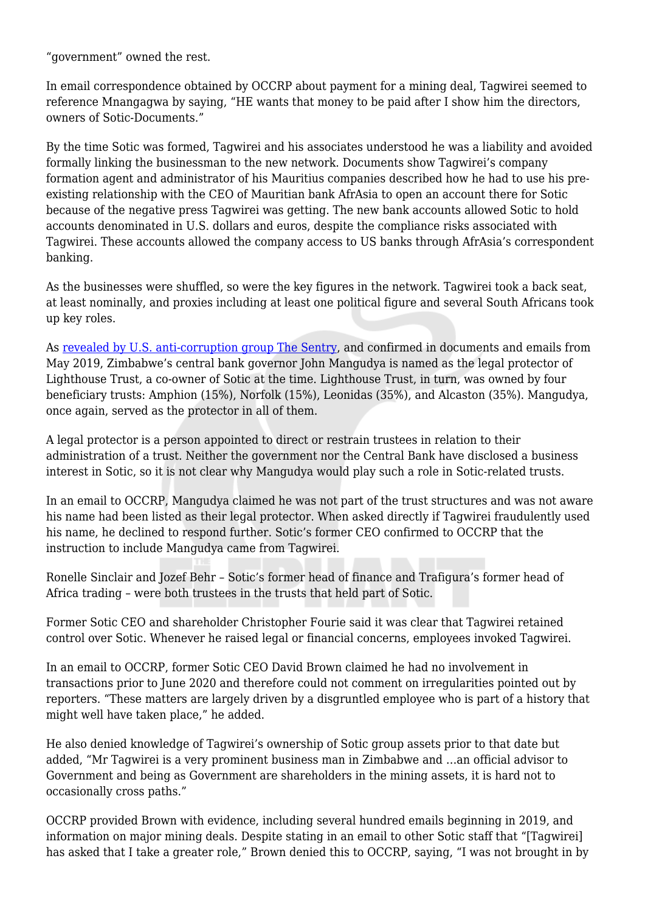"government" owned the rest.

In email correspondence obtained by OCCRP about payment for a mining deal, Tagwirei seemed to reference Mnangagwa by saying, "HE wants that money to be paid after I show him the directors, owners of Sotic-Documents."

By the time Sotic was formed, Tagwirei and his associates understood he was a liability and avoided formally linking the businessman to the new network. Documents show Tagwirei's company formation agent and administrator of his Mauritius companies described how he had to use his pre-existing relationship with the CEO of Mauritian bank AfrAsia to open an account there for Sotic because of the negative press Tagwirei was getting. The new bank accounts allowed Sotic to hold accounts denominated in U.S. dollars and euros, despite the compliance risks associated with Tagwirei. These accounts allowed the company access to US banks through AfrAsia's correspondent banking.

As the businesses were shuffled, so were the key figures in the network. Tagwirei took a back seat, at least nominally, and proxies including at least one political figure and several South Africans took up key roles.

As [revealed by U.S. anti-corruption group The Sentry](), and confirmed in documents and emails from May 2019, Zimbabwe's central bank governor John Mangudya is named as the legal protector of Lighthouse Trust, a co-owner of Sotic at the time. Lighthouse Trust, in turn, was owned by four beneficiary trusts: Amphion (15%), Norfolk (15%), Leonidas (35%), and Alcaston (35%). Mangudya, once again, served as the protector in all of them.

A legal protector is a person appointed to direct or restrain trustees in relation to their administration of a trust. Neither the government nor the Central Bank have disclosed a business interest in Sotic, so it is not clear why Mangudya would play such a role in Sotic-related trusts.

In an email to OCCRP, Mangudya claimed he was not part of the trust structures and was not aware his name had been listed as their legal protector. When asked directly if Tagwirei fraudulently used his name, he declined to respond further. Sotic's former CEO confirmed to OCCRP that the instruction to include Mangudya came from Tagwirei.

Ronelle Sinclair and Jozef Behr – Sotic's former head of finance and Trafigura's former head of Africa trading – were both trustees in the trusts that held part of Sotic.

Former Sotic CEO and shareholder Christopher Fourie said it was clear that Tagwirei retained control over Sotic. Whenever he raised legal or financial concerns, employees invoked Tagwirei.

In an email to OCCRP, former Sotic CEO David Brown claimed he had no involvement in transactions prior to June 2020 and therefore could not comment on irregularities pointed out by reporters. "These matters are largely driven by a disgruntled employee who is part of a history that might well have taken place," he added.

He also denied knowledge of Tagwirei's ownership of Sotic group assets prior to that date but added, "Mr Tagwirei is a very prominent business man in Zimbabwe and …an official advisor to Government and being as Government are shareholders in the mining assets, it is hard not to occasionally cross paths."

OCCRP provided Brown with evidence, including several hundred emails beginning in 2019, and information on major mining deals. Despite stating in an email to other Sotic staff that "[Tagwirei] has asked that I take a greater role," Brown denied this to OCCRP, saying, "I was not brought in by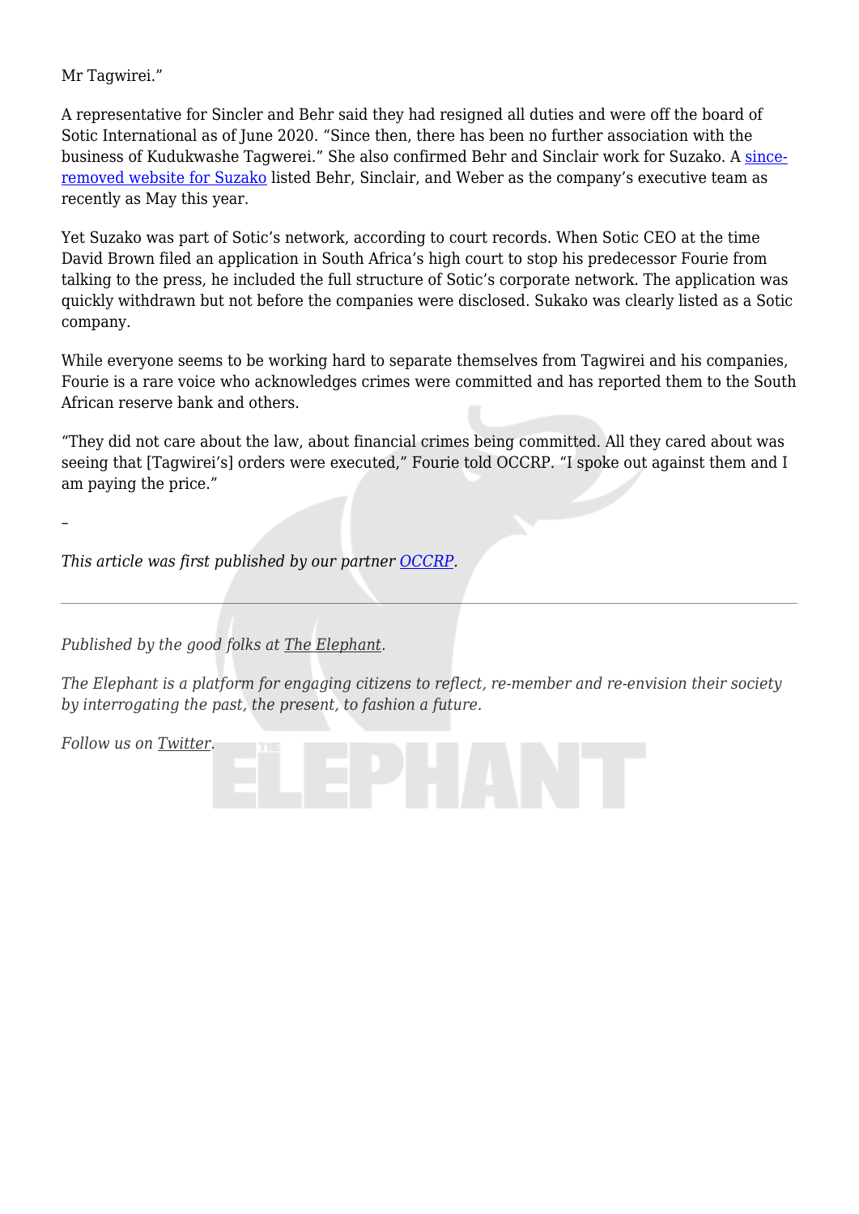Mr Tagwirei."

A representative for Sincler and Behr said they had resigned all duties and were off the board of Sotic International as of June 2020. "Since then, there has been no further association with the business of Kudukwashe Tagwerei." She also confirmed Behr and Sinclair work for Suzako. A [since-removed website for Suzako](#) listed Behr, Sinclair, and Weber as the company's executive team as recently as May this year.

Yet Suzako was part of Sotic's network, according to court records. When Sotic CEO at the time David Brown filed an application in South Africa's high court to stop his predecessor Fourie from talking to the press, he included the full structure of Sotic's corporate network. The application was quickly withdrawn but not before the companies were disclosed. Sukako was clearly listed as a Sotic company.

While everyone seems to be working hard to separate themselves from Tagwirei and his companies, Fourie is a rare voice who acknowledges crimes were committed and has reported them to the South African reserve bank and others.

"They did not care about the law, about financial crimes being committed. All they cared about was seeing that [Tagwirei's] orders were executed," Fourie told OCCRP. "I spoke out against them and I am paying the price."

–

*This article was first published by our partner [OCCRP](#).*

---

*Published by the good folks at The Elephant.*

*The Elephant is a platform for engaging citizens to reflect, re-member and re-envision their society by interrogating the past, the present, to fashion a future.*

*Follow us on Twitter.*